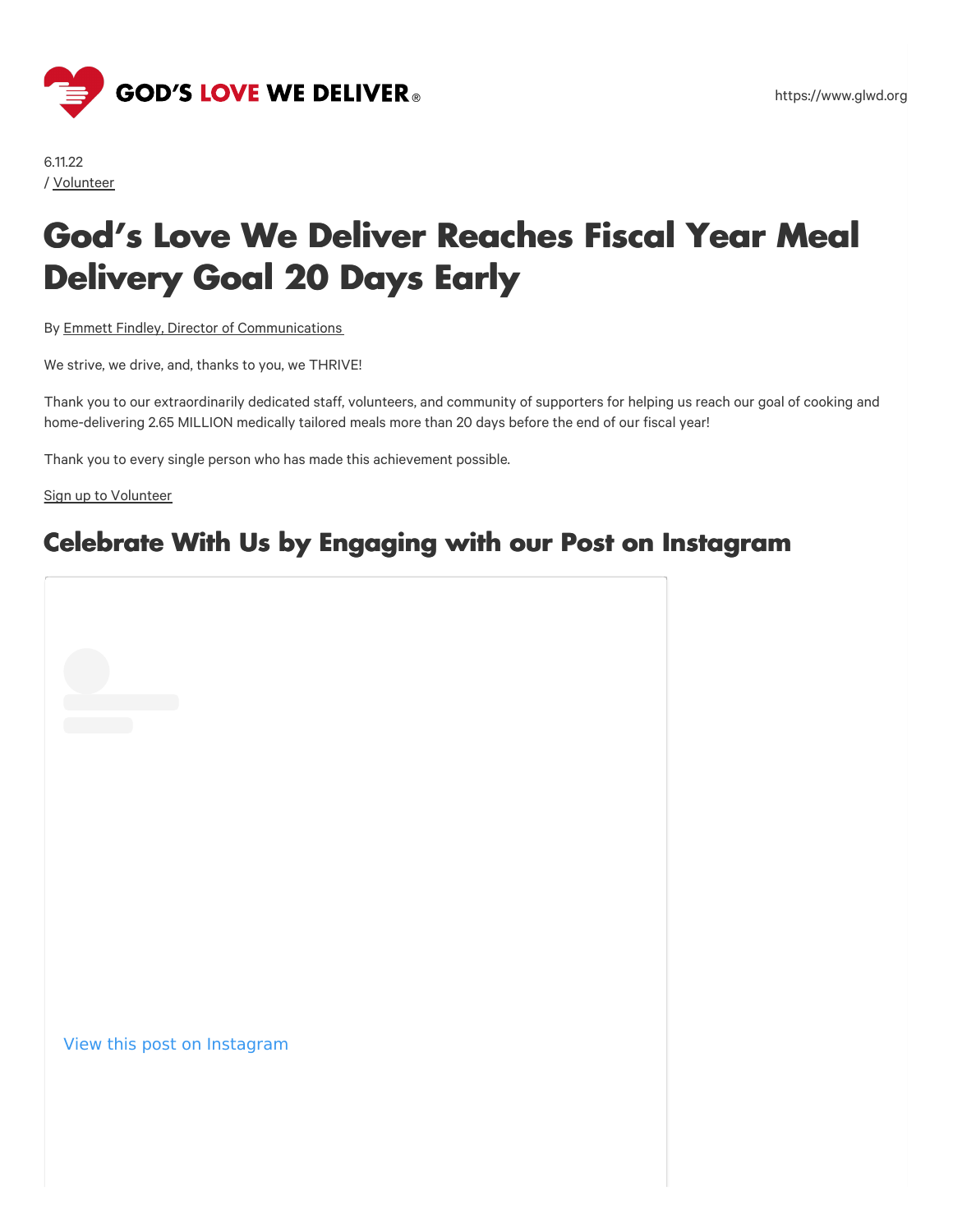GOD'S LOVE WE DELIVER®

https://www.glwd.org

6.11.22
/ Volunteer

# God's Love We Deliver Reaches Fiscal Year Meal Delivery Goal 20 Days Early

By Emmett Findley, Director of Communications

We strive, we drive, and, thanks to you, we THRIVE!

Thank you to our extraordinarily dedicated staff, volunteers, and community of supporters for helping us reach our goal of cooking and home-delivering 2.65 MILLION medically tailored meals more than 20 days before the end of our fiscal year!

Thank you to every single person who has made this achievement possible.

Sign up to Volunteer

## Celebrate With Us by Engaging with our Post on Instagram

View this post on Instagram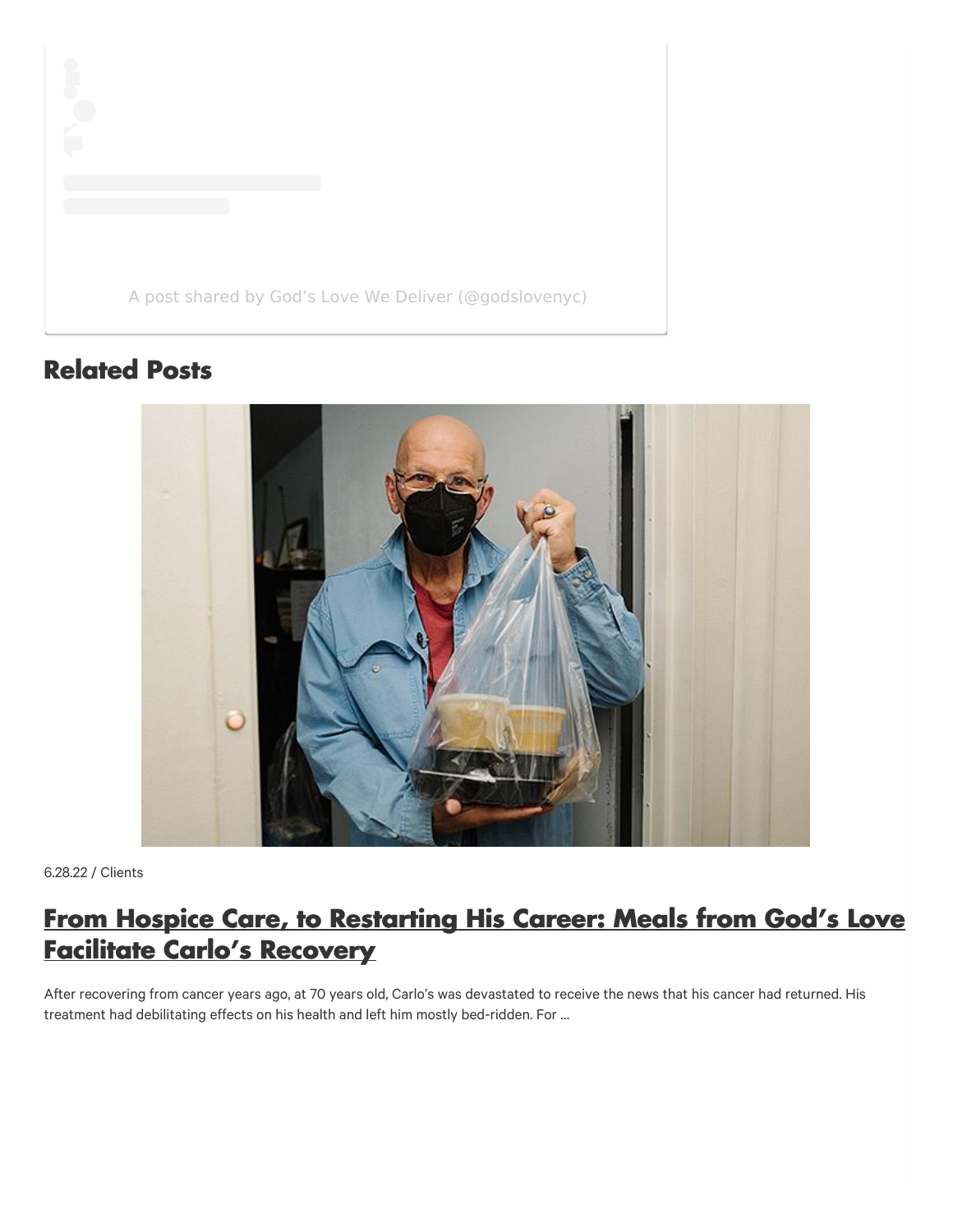A post shared by God's Love We Deliver (@godslovenyc)

## Related Posts

6.28.22 / Clients

## From Hospice Care, to Restarting His Career: Meals from God's Love Facilitate Carlo's Recovery

After recovering from cancer years ago, at 70 years old, Carlo's was devastated to receive the news that his cancer had returned. His treatment had debilitating effects on his health and left him mostly bed-ridden. For ...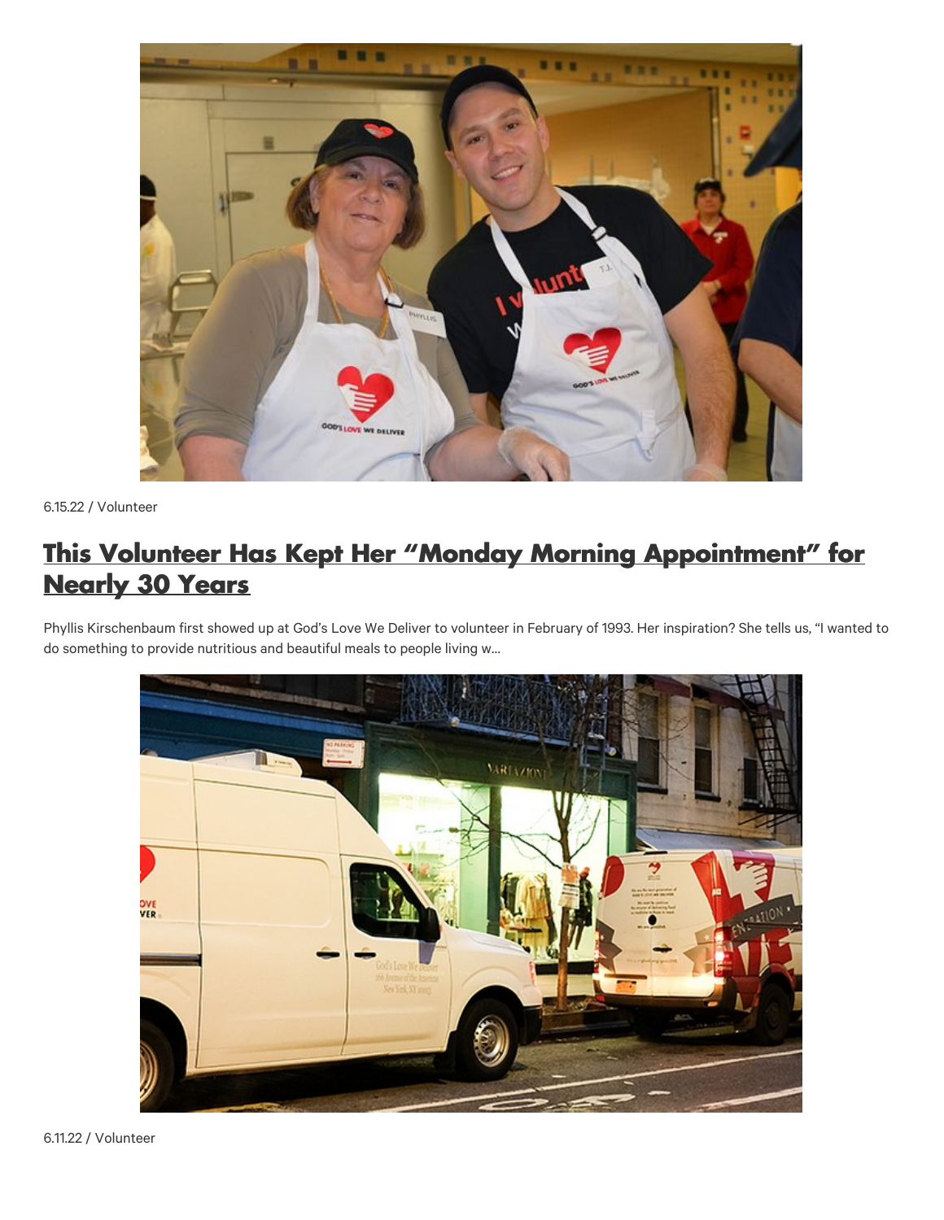6.15.22 / Volunteer

## [This Volunteer Has Kept Her "Monday Morning Appointment" for Nearly 30 Years]

Phyllis Kirschenbaum first showed up at God's Love We Deliver to volunteer in February of 1993. Her inspiration? She tells us, "I wanted to do something to provide nutritious and beautiful meals to people living w...

6.11.22 / Volunteer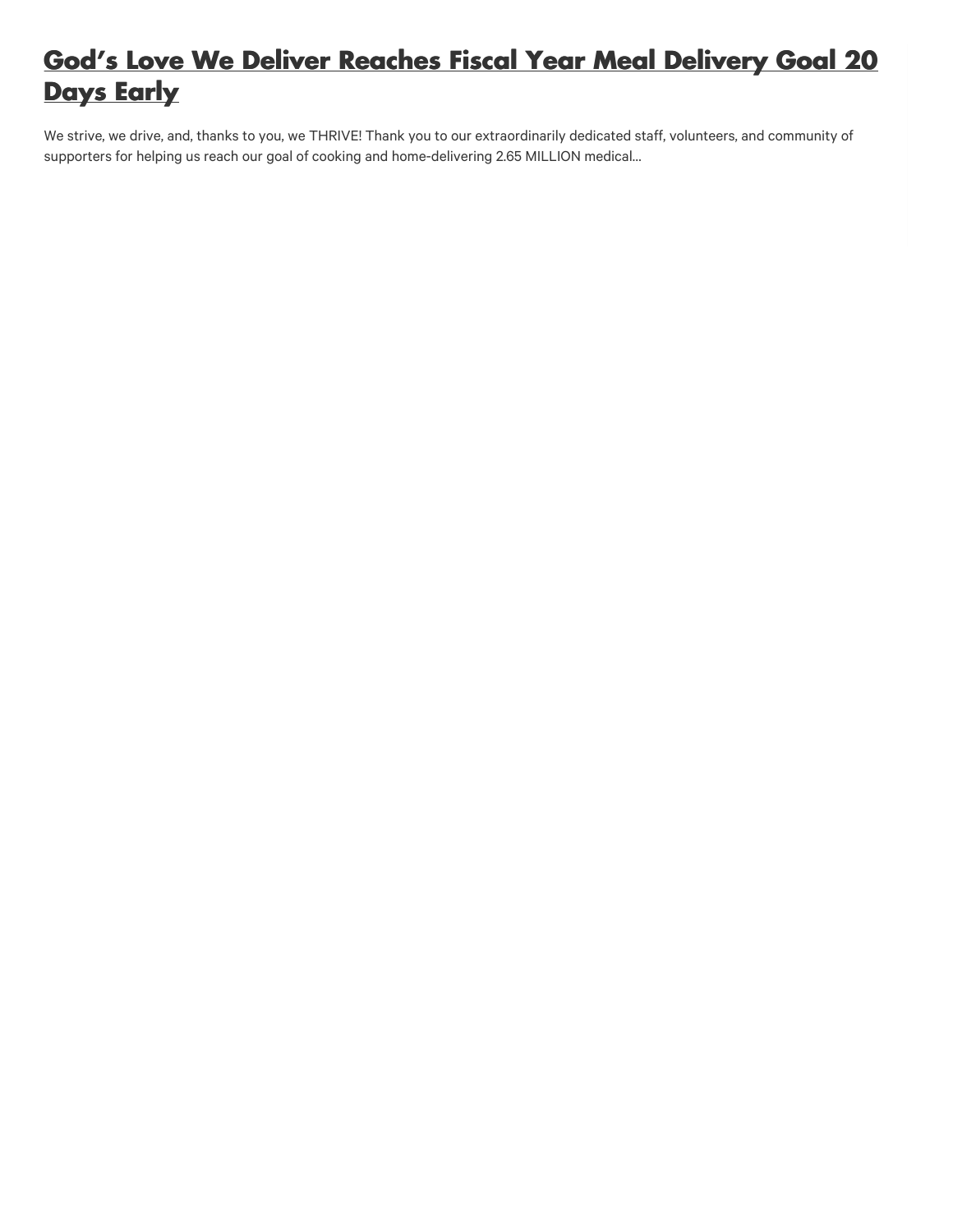## God's Love We Deliver Reaches Fiscal Year Meal Delivery Goal 20 Days Early

We strive, we drive, and, thanks to you, we THRIVE! Thank you to our extraordinarily dedicated staff, volunteers, and community of supporters for helping us reach our goal of cooking and home-delivering 2.65 MILLION medical...